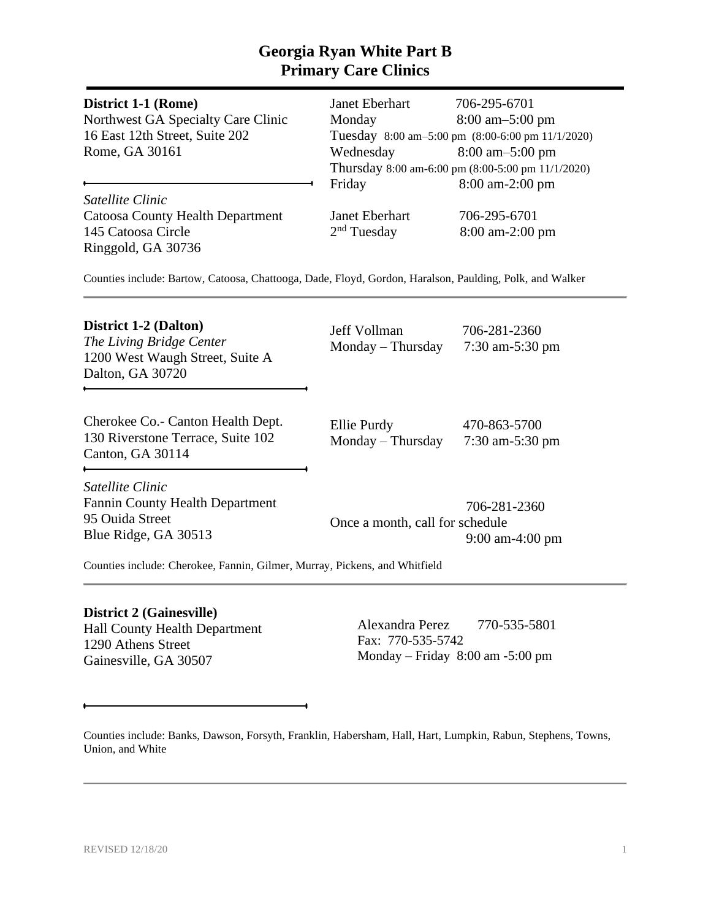# Georgia Ryan White Part B
# Primary Care Clinics

**District 1-1 (Rome)**
Northwest GA Specialty Care Clinic
16 East 12th Street, Suite 202
Rome, GA 30161

Janet Eberhart 706-295-6701
Monday 8:00 am–5:00 pm
Tuesday 8:00 am–5:00 pm (8:00-6:00 pm 11/1/2020)
Wednesday 8:00 am–5:00 pm
Thursday 8:00 am-6:00 pm (8:00-5:00 pm 11/1/2020)
Friday 8:00 am-2:00 pm

*Satellite Clinic*
Catoosa County Health Department
145 Catoosa Circle
Ringgold, GA 30736

Janet Eberhart 706-295-6701
2nd Tuesday 8:00 am-2:00 pm

Counties include: Bartow, Catoosa, Chattooga, Dade, Floyd, Gordon, Haralson, Paulding, Polk, and Walker

---

**District 1-2 (Dalton)**
*The Living Bridge Center*
1200 West Waugh Street, Suite A
Dalton, GA 30720

Jeff Vollman 706-281-2360
Monday – Thursday 7:30 am-5:30 pm

Cherokee Co.- Canton Health Dept.
130 Riverstone Terrace, Suite 102
Canton, GA 30114

Ellie Purdy 470-863-5700
Monday – Thursday 7:30 am-5:30 pm

*Satellite Clinic*
Fannin County Health Department
95 Ouida Street
Blue Ridge, GA 30513

706-281-2360
Once a month, call for schedule
9:00 am-4:00 pm

Counties include: Cherokee, Fannin, Gilmer, Murray, Pickens, and Whitfield

---

**District 2 (Gainesville)**
Hall County Health Department
1290 Athens Street
Gainesville, GA 30507

Alexandra Perez 770-535-5801
Fax: 770-535-5742
Monday – Friday 8:00 am -5:00 pm

Counties include: Banks, Dawson, Forsyth, Franklin, Habersham, Hall, Hart, Lumpkin, Rabun, Stephens, Towns, Union, and White

---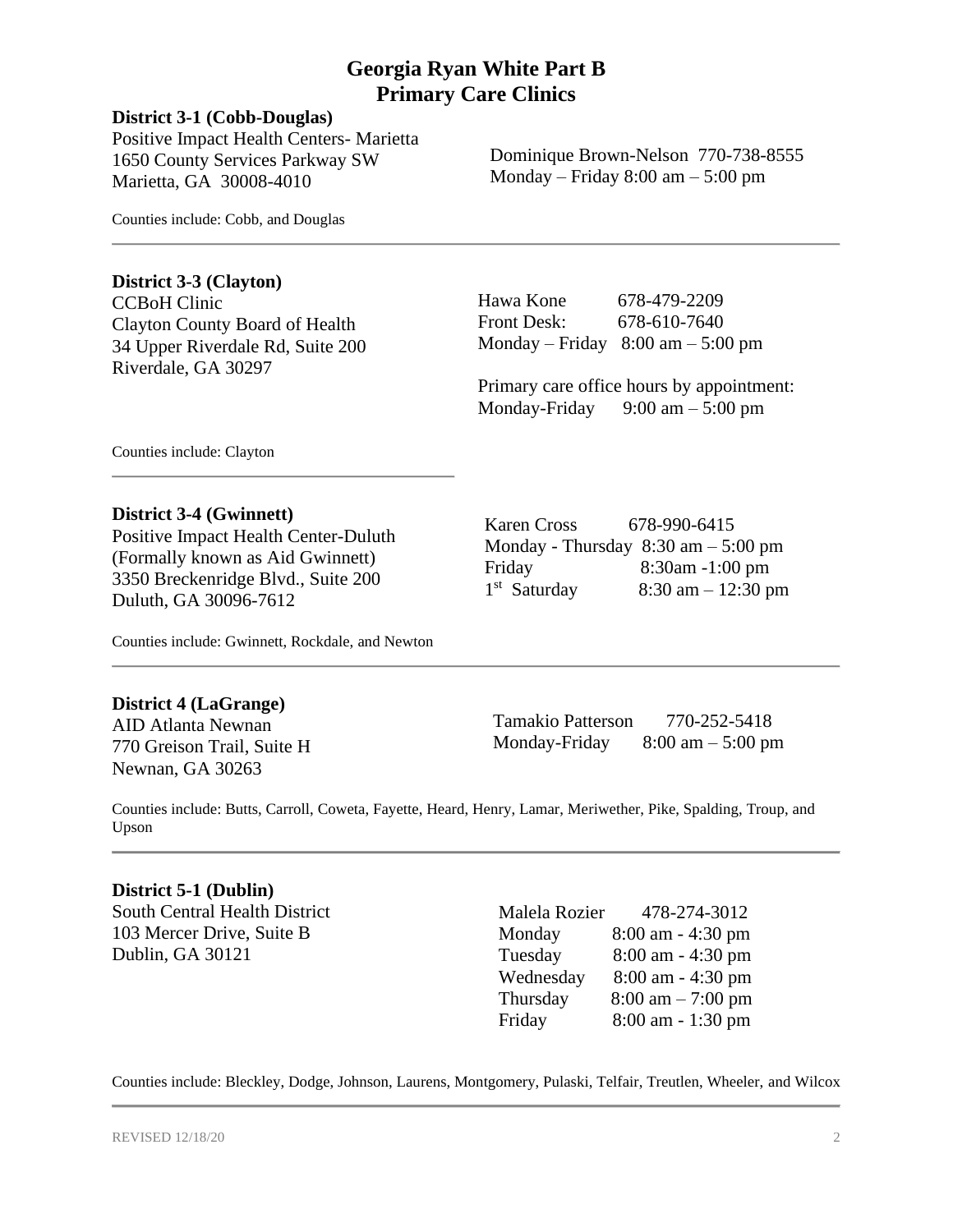# Georgia Ryan White Part B
# Primary Care Clinics

**District 3-1 (Cobb-Douglas)**

Positive Impact Health Centers- Marietta
1650 County Services Parkway SW
Marietta, GA 30008-4010

Dominique Brown-Nelson 770-738-8555
Monday – Friday 8:00 am – 5:00 pm

Counties include: Cobb, and Douglas

---

**District 3-3 (Clayton)**

CCBoH Clinic
Clayton County Board of Health
34 Upper Riverdale Rd, Suite 200
Riverdale, GA 30297

Hawa Kone 678-479-2209
Front Desk: 678-610-7640
Monday – Friday 8:00 am – 5:00 pm

Primary care office hours by appointment:
Monday-Friday 9:00 am – 5:00 pm

Counties include: Clayton

---

**District 3-4 (Gwinnett)**

Positive Impact Health Center-Duluth
(Formally known as Aid Gwinnett)
3350 Breckenridge Blvd., Suite 200
Duluth, GA 30096-7612

Karen Cross 678-990-6415
Monday - Thursday 8:30 am – 5:00 pm
Friday 8:30am -1:00 pm
1st Saturday 8:30 am – 12:30 pm

Counties include: Gwinnett, Rockdale, and Newton

---

**District 4 (LaGrange)**

AID Atlanta Newnan
770 Greison Trail, Suite H
Newnan, GA 30263

Tamakio Patterson 770-252-5418
Monday-Friday 8:00 am – 5:00 pm

Counties include: Butts, Carroll, Coweta, Fayette, Heard, Henry, Lamar, Meriwether, Pike, Spalding, Troup, and Upson

---

**District 5-1 (Dublin)**

South Central Health District
103 Mercer Drive, Suite B
Dublin, GA 30121

Malela Rozier 478-274-3012

| | |
|---|---|
| Monday | 8:00 am - 4:30 pm |
| Tuesday | 8:00 am - 4:30 pm |
| Wednesday | 8:00 am - 4:30 pm |
| Thursday | 8:00 am – 7:00 pm |
| Friday | 8:00 am - 1:30 pm |

Counties include: Bleckley, Dodge, Johnson, Laurens, Montgomery, Pulaski, Telfair, Treutlen, Wheeler, and Wilcox

---

REVISED 12/18/20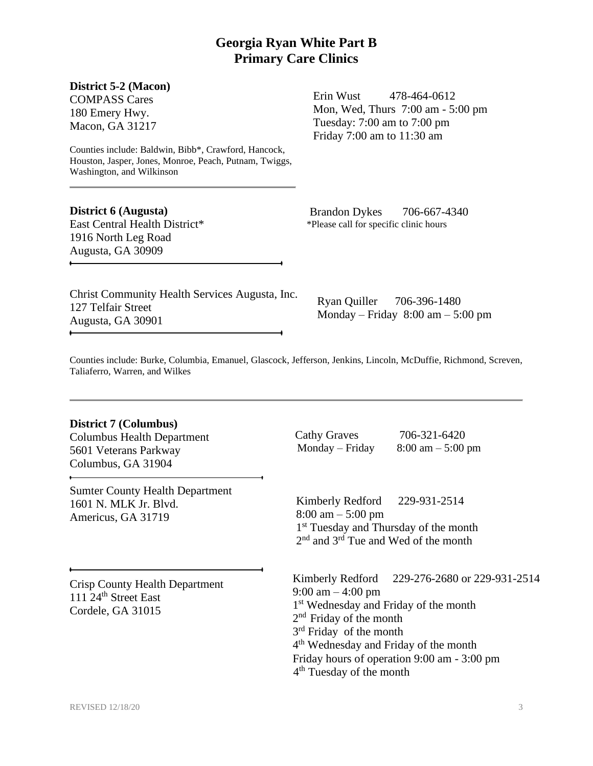# Georgia Ryan White Part B
# Primary Care Clinics

**District 5-2 (Macon)**
COMPASS Cares
180 Emery Hwy.
Macon, GA 31217

Erin Wust 478-464-0612
Mon, Wed, Thurs 7:00 am - 5:00 pm
Tuesday: 7:00 am to 7:00 pm
Friday 7:00 am to 11:30 am

Counties include: Baldwin, Bibb*, Crawford, Hancock, Houston, Jasper, Jones, Monroe, Peach, Putnam, Twiggs, Washington, and Wilkinson

---

**District 6 (Augusta)**
East Central Health District*
1916 North Leg Road
Augusta, GA 30909

Brandon Dykes 706-667-4340
*Please call for specific clinic hours

Christ Community Health Services Augusta, Inc.
127 Telfair Street
Augusta, GA 30901

Ryan Quiller 706-396-1480
Monday – Friday 8:00 am – 5:00 pm

Counties include: Burke, Columbia, Emanuel, Glascock, Jefferson, Jenkins, Lincoln, McDuffie, Richmond, Screven, Taliaferro, Warren, and Wilkes

---

**District 7 (Columbus)**
Columbus Health Department
5601 Veterans Parkway
Columbus, GA 31904

Cathy Graves 706-321-6420
Monday – Friday 8:00 am – 5:00 pm

Sumter County Health Department
1601 N. MLK Jr. Blvd.
Americus, GA 31719

Kimberly Redford 229-931-2514
8:00 am – 5:00 pm
1st Tuesday and Thursday of the month
2nd and 3rd Tue and Wed of the month

Crisp County Health Department
111 24th Street East
Cordele, GA 31015

Kimberly Redford 229-276-2680 or 229-931-2514
9:00 am – 4:00 pm
1st Wednesday and Friday of the month
2nd Friday of the month
3rd Friday of the month
4th Wednesday and Friday of the month
Friday hours of operation 9:00 am - 3:00 pm
4th Tuesday of the month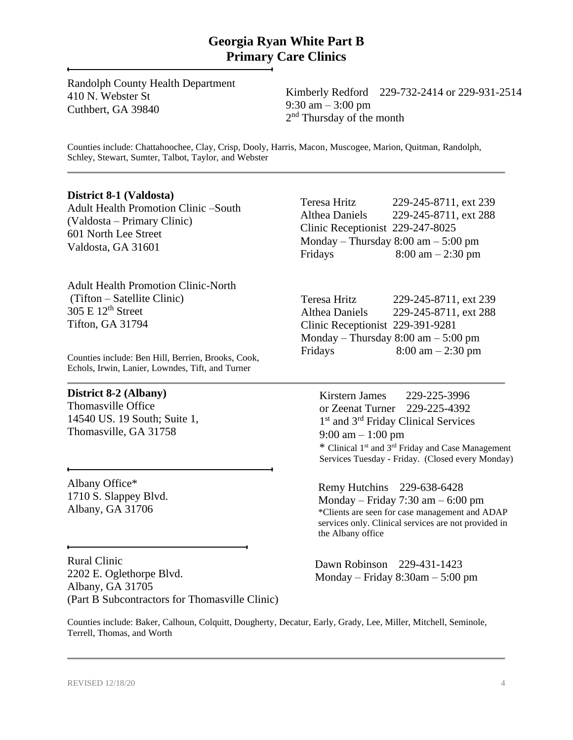# Georgia Ryan White Part B
# Primary Care Clinics

Randolph County Health Department
410 N. Webster St
Cuthbert, GA 39840

Kimberly Redford 229-732-2414 or 229-931-2514
9:30 am – 3:00 pm
2nd Thursday of the month

Counties include: Chattahoochee, Clay, Crisp, Dooly, Harris, Macon, Muscogee, Marion, Quitman, Randolph, Schley, Stewart, Sumter, Talbot, Taylor, and Webster

---

**District 8-1 (Valdosta)**
Adult Health Promotion Clinic –South
(Valdosta – Primary Clinic)
601 North Lee Street
Valdosta, GA 31601

Teresa Hritz 229-245-8711, ext 239
Althea Daniels 229-245-8711, ext 288
Clinic Receptionist 229-247-8025
Monday – Thursday 8:00 am – 5:00 pm
Fridays 8:00 am – 2:30 pm

Adult Health Promotion Clinic-North
(Tifton – Satellite Clinic)
305 E 12th Street
Tifton, GA 31794

Teresa Hritz 229-245-8711, ext 239
Althea Daniels 229-245-8711, ext 288
Clinic Receptionist 229-391-9281
Monday – Thursday 8:00 am – 5:00 pm
Fridays 8:00 am – 2:30 pm

Counties include: Ben Hill, Berrien, Brooks, Cook, Echols, Irwin, Lanier, Lowndes, Tift, and Turner

---

**District 8-2 (Albany)**
Thomasville Office
14540 US. 19 South; Suite 1,
Thomasville, GA 31758

Kirstern James 229-225-3996
or Zeenat Turner 229-225-4392
1st and 3rd Friday Clinical Services
9:00 am – 1:00 pm
* Clinical 1st and 3rd Friday and Case Management Services Tuesday - Friday. (Closed every Monday)

Albany Office*
1710 S. Slappey Blvd.
Albany, GA 31706

Remy Hutchins 229-638-6428
Monday – Friday 7:30 am – 6:00 pm
*Clients are seen for case management and ADAP services only. Clinical services are not provided in the Albany office

Rural Clinic
2202 E. Oglethorpe Blvd.
Albany, GA 31705
(Part B Subcontractors for Thomasville Clinic)

Dawn Robinson 229-431-1423
Monday – Friday 8:30am – 5:00 pm

Counties include: Baker, Calhoun, Colquitt, Dougherty, Decatur, Early, Grady, Lee, Miller, Mitchell, Seminole, Terrell, Thomas, and Worth

---

REVISED 12/18/20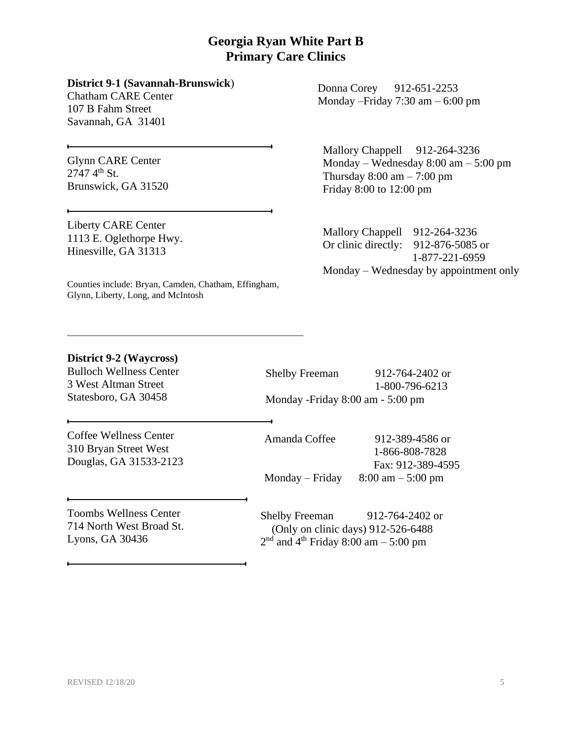# Georgia Ryan White Part B
# Primary Care Clinics

**District 9-1 (Savannah-Brunswick)**

Chatham CARE Center
107 B Fahm Street
Savannah, GA 31401

Donna Corey 912-651-2253
Monday –Friday 7:30 am – 6:00 pm

---

Glynn CARE Center
2747 4th St.
Brunswick, GA 31520

Mallory Chappell 912-264-3236
Monday – Wednesday 8:00 am – 5:00 pm
Thursday 8:00 am – 7:00 pm
Friday 8:00 to 12:00 pm

---

Liberty CARE Center
1113 E. Oglethorpe Hwy.
Hinesville, GA 31313

Mallory Chappell 912-264-3236
Or clinic directly: 912-876-5085 or
1-877-221-6959
Monday – Wednesday by appointment only

Counties include: Bryan, Camden, Chatham, Effingham, Glynn, Liberty, Long, and McIntosh

---

**District 9-2 (Waycross)**

Bulloch Wellness Center
3 West Altman Street
Statesboro, GA 30458

Shelby Freeman 912-764-2402 or
1-800-796-6213
Monday -Friday 8:00 am - 5:00 pm

---

Coffee Wellness Center
310 Bryan Street West
Douglas, GA 31533-2123

Amanda Coffee 912-389-4586 or
1-866-808-7828
Fax: 912-389-4595
Monday – Friday 8:00 am – 5:00 pm

---

Toombs Wellness Center
714 North West Broad St.
Lyons, GA 30436

Shelby Freeman 912-764-2402 or
(Only on clinic days) 912-526-6488
2nd and 4th Friday 8:00 am – 5:00 pm

---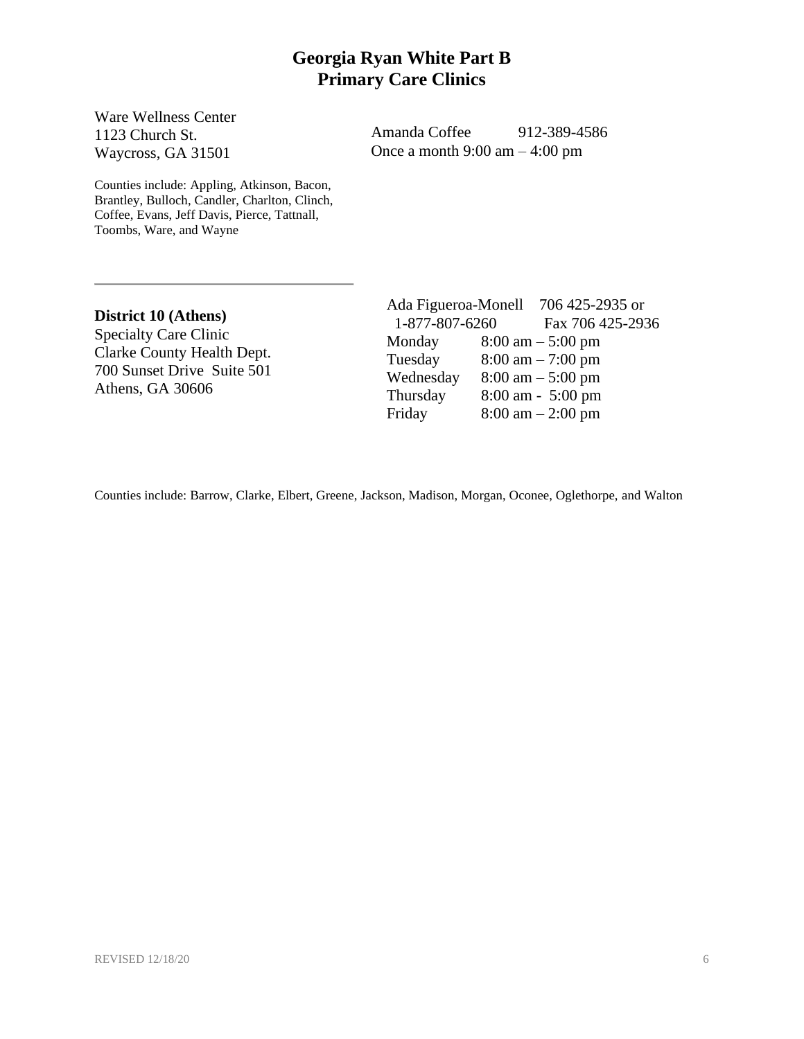# Georgia Ryan White Part B
# Primary Care Clinics

Ware Wellness Center
1123 Church St.
Waycross, GA 31501

Amanda Coffee 912-389-4586
Once a month 9:00 am – 4:00 pm

Counties include: Appling, Atkinson, Bacon, Brantley, Bulloch, Candler, Charlton, Clinch, Coffee, Evans, Jeff Davis, Pierce, Tattnall, Toombs, Ware, and Wayne

---

**District 10 (Athens)**
Specialty Care Clinic
Clarke County Health Dept.
700 Sunset Drive Suite 501
Athens, GA 30606

Ada Figueroa-Monell 706 425-2935 or 1-877-807-6260 Fax 706 425-2936

| | |
|---|---|
| Monday | 8:00 am – 5:00 pm |
| Tuesday | 8:00 am – 7:00 pm |
| Wednesday | 8:00 am – 5:00 pm |
| Thursday | 8:00 am - 5:00 pm |
| Friday | 8:00 am – 2:00 pm |

Counties include: Barrow, Clarke, Elbert, Greene, Jackson, Madison, Morgan, Oconee, Oglethorpe, and Walton

REVISED 12/18/20